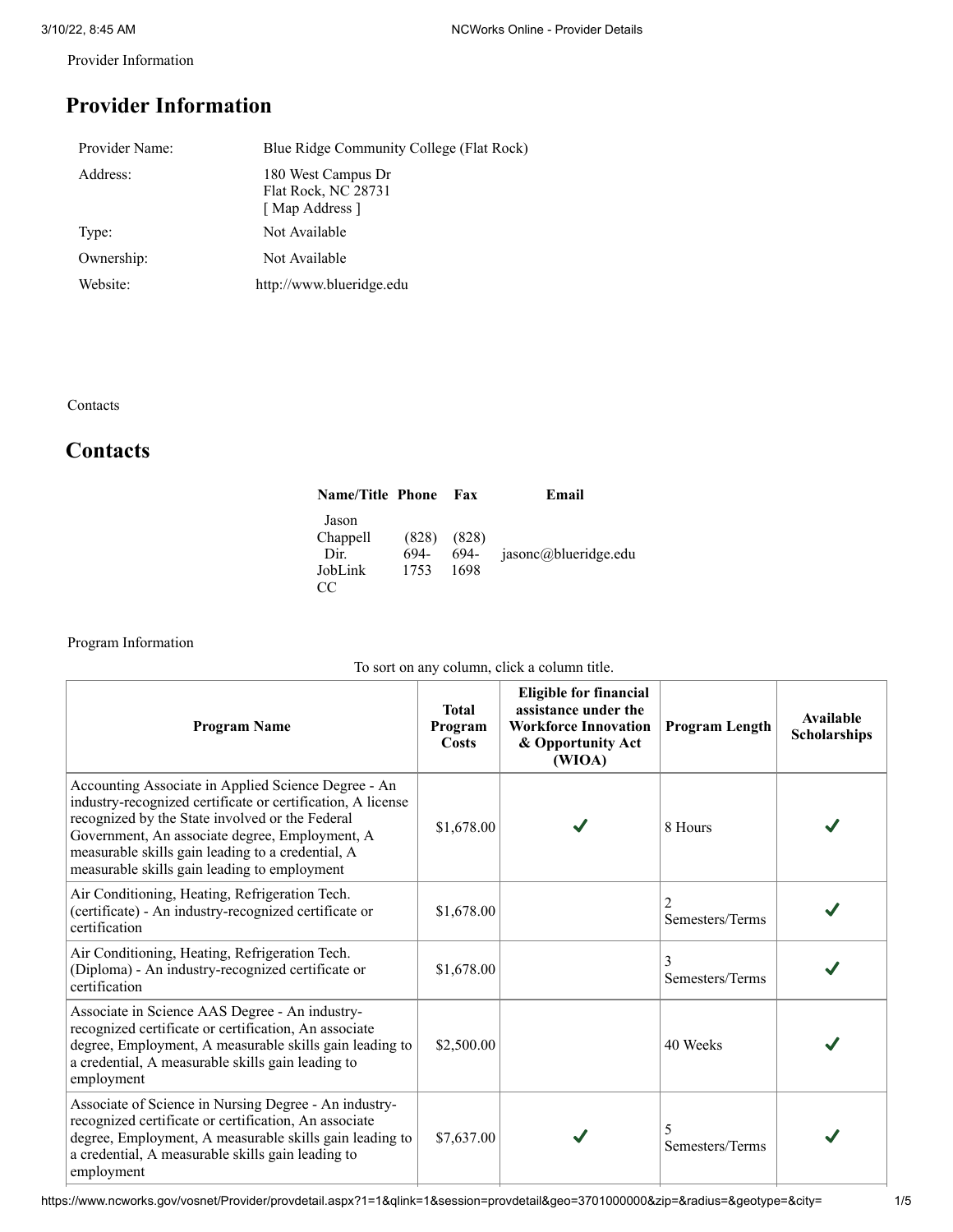Provider Information

# Provider Information

| | |
|---|---|
| Provider Name: | Blue Ridge Community College (Flat Rock) |
| Address: | 180 West Campus Dr<br>Flat Rock, NC 28731<br>[ Map Address ] |
| Type: | Not Available |
| Ownership: | Not Available |
| Website: | http://www.blueridge.edu |

Contacts

# Contacts

| Name/Title | Phone | Fax | Email |
|---|---|---|---|
| Jason Chappell Dir. JobLink CC | (828) 694-1753 | (828) 694-1698 | jasonc@blueridge.edu |

Program Information

To sort on any column, click a column title.

| Program Name | Total Program Costs | Eligible for financial assistance under the Workforce Innovation & Opportunity Act (WIOA) | Program Length | Available Scholarships |
|---|---|---|---|---|
| Accounting Associate in Applied Science Degree - An industry-recognized certificate or certification, A license recognized by the State involved or the Federal Government, An associate degree, Employment, A measurable skills gain leading to a credential, A measurable skills gain leading to employment | $1,678.00 | ✔ | 8 Hours | ✔ |
| Air Conditioning, Heating, Refrigeration Tech. (certificate) - An industry-recognized certificate or certification | $1,678.00 | | 2 Semesters/Terms | ✔ |
| Air Conditioning, Heating, Refrigeration Tech. (Diploma) - An industry-recognized certificate or certification | $1,678.00 | | 3 Semesters/Terms | ✔ |
| Associate in Science AAS Degree - An industry-recognized certificate or certification, An associate degree, Employment, A measurable skills gain leading to a credential, A measurable skills gain leading to employment | $2,500.00 | | 40 Weeks | ✔ |
| Associate of Science in Nursing Degree - An industry-recognized certificate or certification, An associate degree, Employment, A measurable skills gain leading to a credential, A measurable skills gain leading to employment | $7,637.00 | ✔ | 5 Semesters/Terms | ✔ |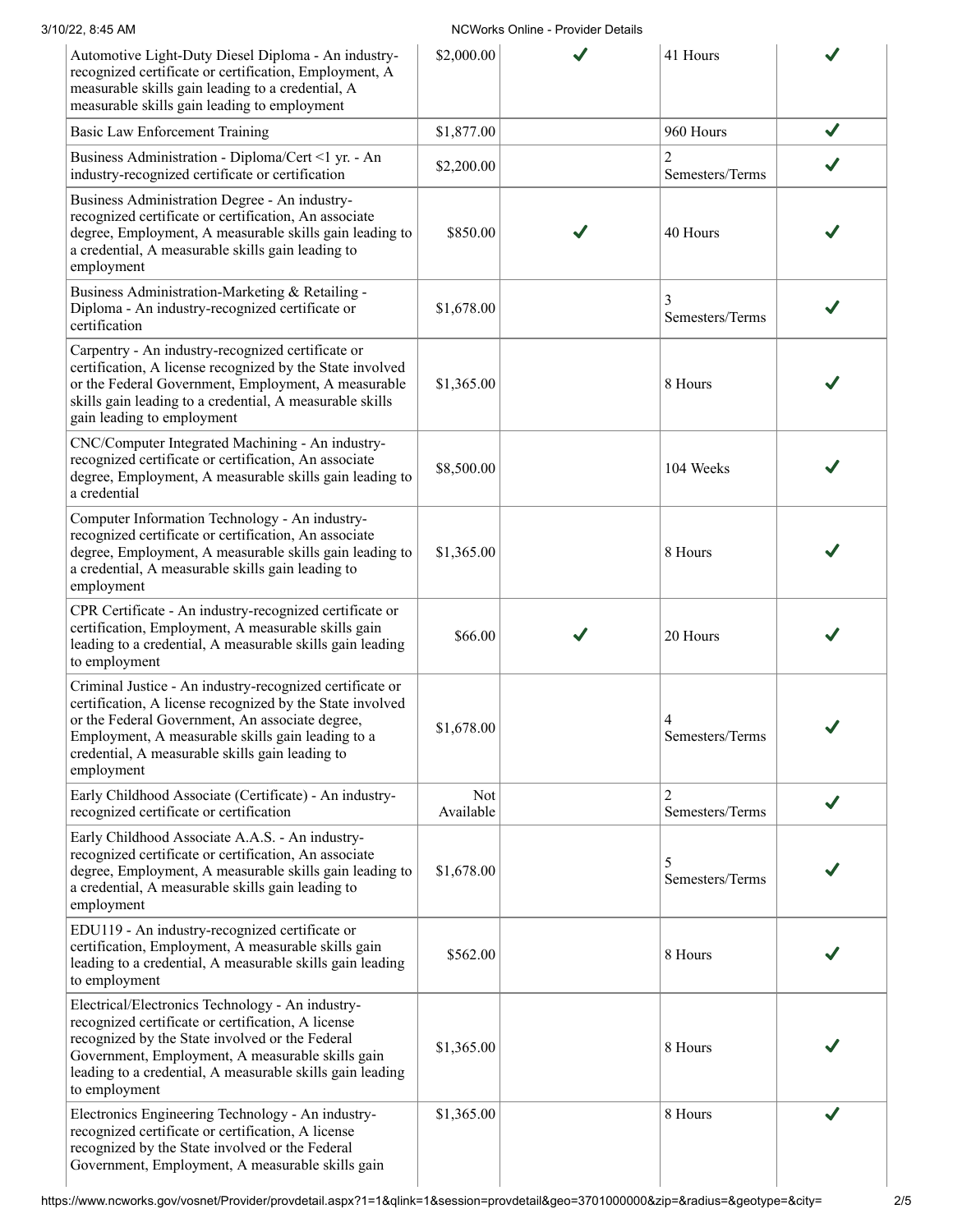| | | | | |
|---|---|---|---|---|
| Automotive Light-Duty Diesel Diploma - An industry-recognized certificate or certification, Employment, A measurable skills gain leading to a credential, A measurable skills gain leading to employment | $2,000.00 | ✔ | 41 Hours | ✔ |
| Basic Law Enforcement Training | $1,877.00 | | 960 Hours | ✔ |
| Business Administration - Diploma/Cert <1 yr. - An industry-recognized certificate or certification | $2,200.00 | | 2 Semesters/Terms | ✔ |
| Business Administration Degree - An industry-recognized certificate or certification, An associate degree, Employment, A measurable skills gain leading to a credential, A measurable skills gain leading to employment | $850.00 | ✔ | 40 Hours | ✔ |
| Business Administration-Marketing & Retailing - Diploma - An industry-recognized certificate or certification | $1,678.00 | | 3 Semesters/Terms | ✔ |
| Carpentry - An industry-recognized certificate or certification, A license recognized by the State involved or the Federal Government, Employment, A measurable skills gain leading to a credential, A measurable skills gain leading to employment | $1,365.00 | | 8 Hours | ✔ |
| CNC/Computer Integrated Machining - An industry-recognized certificate or certification, An associate degree, Employment, A measurable skills gain leading to a credential | $8,500.00 | | 104 Weeks | ✔ |
| Computer Information Technology - An industry-recognized certificate or certification, An associate degree, Employment, A measurable skills gain leading to a credential, A measurable skills gain leading to employment | $1,365.00 | | 8 Hours | ✔ |
| CPR Certificate - An industry-recognized certificate or certification, Employment, A measurable skills gain leading to a credential, A measurable skills gain leading to employment | $66.00 | ✔ | 20 Hours | ✔ |
| Criminal Justice - An industry-recognized certificate or certification, A license recognized by the State involved or the Federal Government, An associate degree, Employment, A measurable skills gain leading to a credential, A measurable skills gain leading to employment | $1,678.00 | | 4 Semesters/Terms | ✔ |
| Early Childhood Associate (Certificate) - An industry-recognized certificate or certification | Not Available | | 2 Semesters/Terms | ✔ |
| Early Childhood Associate A.A.S. - An industry-recognized certificate or certification, An associate degree, Employment, A measurable skills gain leading to a credential, A measurable skills gain leading to employment | $1,678.00 | | 5 Semesters/Terms | ✔ |
| EDU119 - An industry-recognized certificate or certification, Employment, A measurable skills gain leading to a credential, A measurable skills gain leading to employment | $562.00 | | 8 Hours | ✔ |
| Electrical/Electronics Technology - An industry-recognized certificate or certification, A license recognized by the State involved or the Federal Government, Employment, A measurable skills gain leading to a credential, A measurable skills gain leading to employment | $1,365.00 | | 8 Hours | ✔ |
| Electronics Engineering Technology - An industry-recognized certificate or certification, A license recognized by the State involved or the Federal Government, Employment, A measurable skills gain | $1,365.00 | | 8 Hours | ✔ |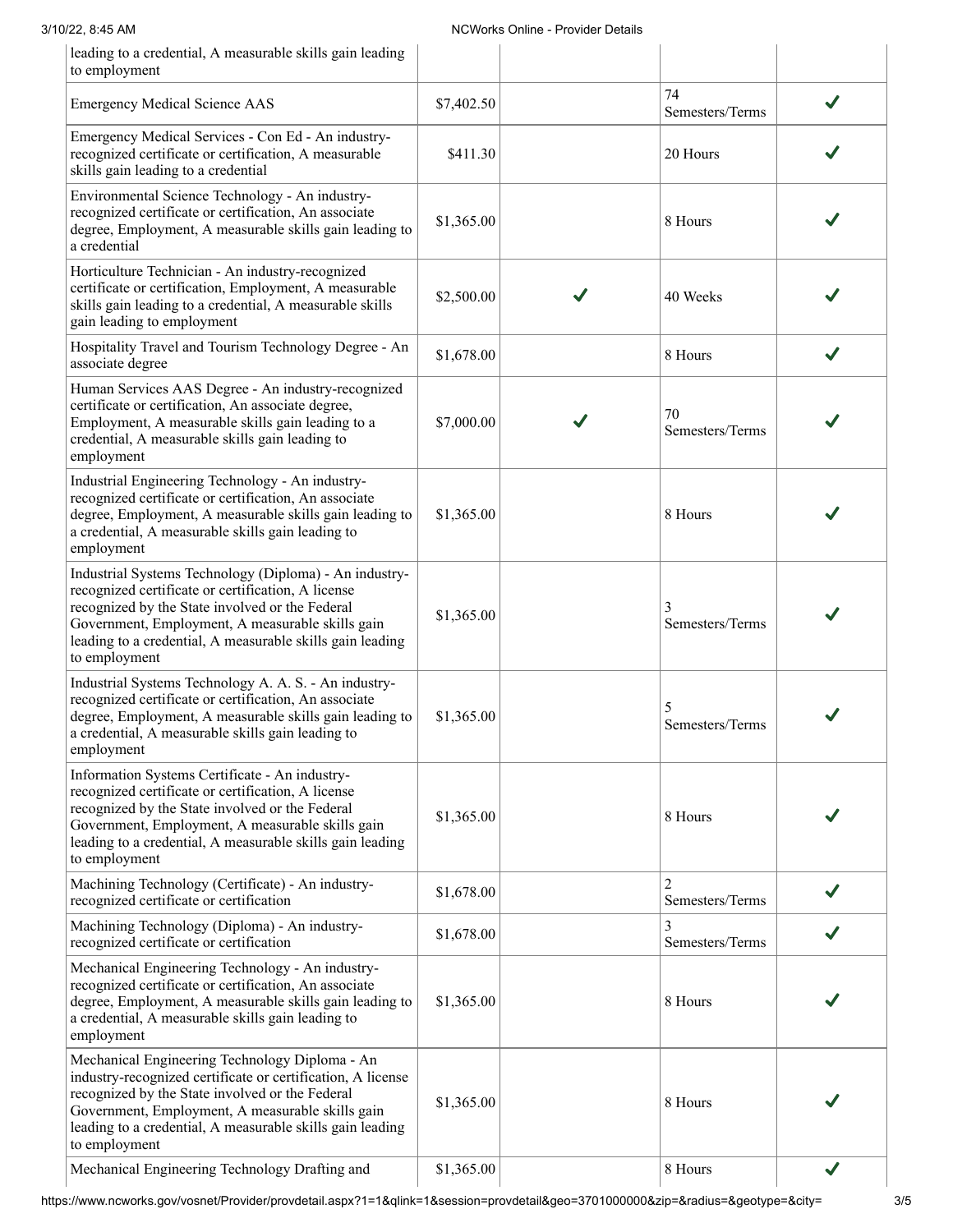| | | | | |
|---|---|---|---|---|
| leading to a credential, A measurable skills gain leading to employment | | | | |
| Emergency Medical Science AAS | $7,402.50 | | 74 Semesters/Terms | ✓ |
| Emergency Medical Services - Con Ed - An industry-recognized certificate or certification, A measurable skills gain leading to a credential | $411.30 | | 20 Hours | ✓ |
| Environmental Science Technology - An industry-recognized certificate or certification, An associate degree, Employment, A measurable skills gain leading to a credential | $1,365.00 | | 8 Hours | ✓ |
| Horticulture Technician - An industry-recognized certificate or certification, Employment, A measurable skills gain leading to a credential, A measurable skills gain leading to employment | $2,500.00 | ✓ | 40 Weeks | ✓ |
| Hospitality Travel and Tourism Technology Degree - An associate degree | $1,678.00 | | 8 Hours | ✓ |
| Human Services AAS Degree - An industry-recognized certificate or certification, An associate degree, Employment, A measurable skills gain leading to a credential, A measurable skills gain leading to employment | $7,000.00 | ✓ | 70 Semesters/Terms | ✓ |
| Industrial Engineering Technology - An industry-recognized certificate or certification, An associate degree, Employment, A measurable skills gain leading to a credential, A measurable skills gain leading to employment | $1,365.00 | | 8 Hours | ✓ |
| Industrial Systems Technology (Diploma) - An industry-recognized certificate or certification, A license recognized by the State involved or the Federal Government, Employment, A measurable skills gain leading to a credential, A measurable skills gain leading to employment | $1,365.00 | | 3 Semesters/Terms | ✓ |
| Industrial Systems Technology A. A. S. - An industry-recognized certificate or certification, An associate degree, Employment, A measurable skills gain leading to a credential, A measurable skills gain leading to employment | $1,365.00 | | 5 Semesters/Terms | ✓ |
| Information Systems Certificate - An industry-recognized certificate or certification, A license recognized by the State involved or the Federal Government, Employment, A measurable skills gain leading to a credential, A measurable skills gain leading to employment | $1,365.00 | | 8 Hours | ✓ |
| Machining Technology (Certificate) - An industry-recognized certificate or certification | $1,678.00 | | 2 Semesters/Terms | ✓ |
| Machining Technology (Diploma) - An industry-recognized certificate or certification | $1,678.00 | | 3 Semesters/Terms | ✓ |
| Mechanical Engineering Technology - An industry-recognized certificate or certification, An associate degree, Employment, A measurable skills gain leading to a credential, A measurable skills gain leading to employment | $1,365.00 | | 8 Hours | ✓ |
| Mechanical Engineering Technology Diploma - An industry-recognized certificate or certification, A license recognized by the State involved or the Federal Government, Employment, A measurable skills gain leading to a credential, A measurable skills gain leading to employment | $1,365.00 | | 8 Hours | ✓ |
| Mechanical Engineering Technology Drafting and | $1,365.00 | | 8 Hours | ✓ |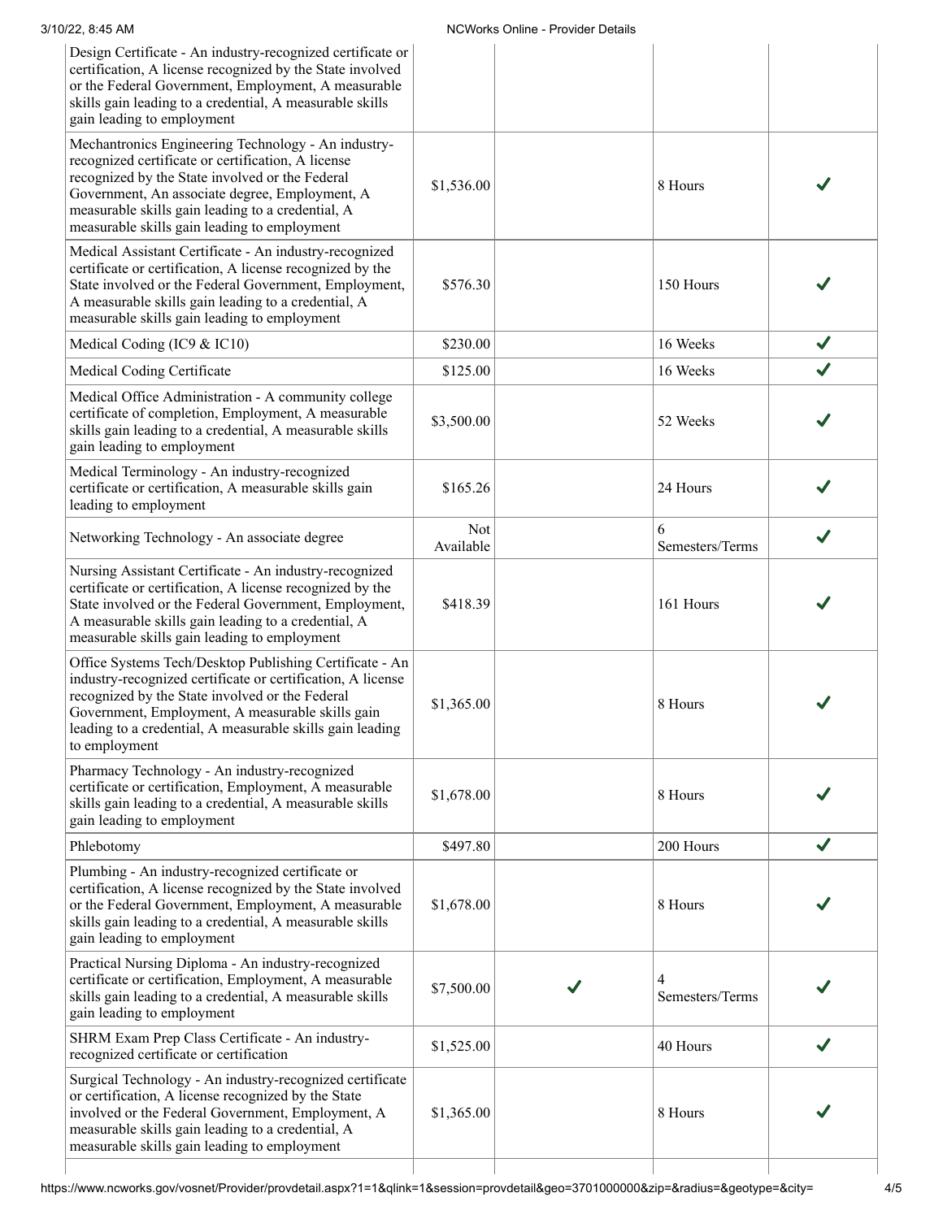| | | | | |
|---|---|---|---|---|
| Design Certificate - An industry-recognized certificate or certification, A license recognized by the State involved or the Federal Government, Employment, A measurable skills gain leading to a credential, A measurable skills gain leading to employment | | | | |
| Mechantronics Engineering Technology - An industry-recognized certificate or certification, A license recognized by the State involved or the Federal Government, An associate degree, Employment, A measurable skills gain leading to a credential, A measurable skills gain leading to employment | $1,536.00 | | 8 Hours | ✔ |
| Medical Assistant Certificate - An industry-recognized certificate or certification, A license recognized by the State involved or the Federal Government, Employment, A measurable skills gain leading to a credential, A measurable skills gain leading to employment | $576.30 | | 150 Hours | ✔ |
| Medical Coding (IC9 & IC10) | $230.00 | | 16 Weeks | ✔ |
| Medical Coding Certificate | $125.00 | | 16 Weeks | ✔ |
| Medical Office Administration - A community college certificate of completion, Employment, A measurable skills gain leading to a credential, A measurable skills gain leading to employment | $3,500.00 | | 52 Weeks | ✔ |
| Medical Terminology - An industry-recognized certificate or certification, A measurable skills gain leading to employment | $165.26 | | 24 Hours | ✔ |
| Networking Technology - An associate degree | Not Available | | 6 Semesters/Terms | ✔ |
| Nursing Assistant Certificate - An industry-recognized certificate or certification, A license recognized by the State involved or the Federal Government, Employment, A measurable skills gain leading to a credential, A measurable skills gain leading to employment | $418.39 | | 161 Hours | ✔ |
| Office Systems Tech/Desktop Publishing Certificate - An industry-recognized certificate or certification, A license recognized by the State involved or the Federal Government, Employment, A measurable skills gain leading to a credential, A measurable skills gain leading to employment | $1,365.00 | | 8 Hours | ✔ |
| Pharmacy Technology - An industry-recognized certificate or certification, Employment, A measurable skills gain leading to a credential, A measurable skills gain leading to employment | $1,678.00 | | 8 Hours | ✔ |
| Phlebotomy | $497.80 | | 200 Hours | ✔ |
| Plumbing - An industry-recognized certificate or certification, A license recognized by the State involved or the Federal Government, Employment, A measurable skills gain leading to a credential, A measurable skills gain leading to employment | $1,678.00 | | 8 Hours | ✔ |
| Practical Nursing Diploma - An industry-recognized certificate or certification, Employment, A measurable skills gain leading to a credential, A measurable skills gain leading to employment | $7,500.00 | ✔ | 4 Semesters/Terms | ✔ |
| SHRM Exam Prep Class Certificate - An industry-recognized certificate or certification | $1,525.00 | | 40 Hours | ✔ |
| Surgical Technology - An industry-recognized certificate or certification, A license recognized by the State involved or the Federal Government, Employment, A measurable skills gain leading to a credential, A measurable skills gain leading to employment | $1,365.00 | | 8 Hours | ✔ |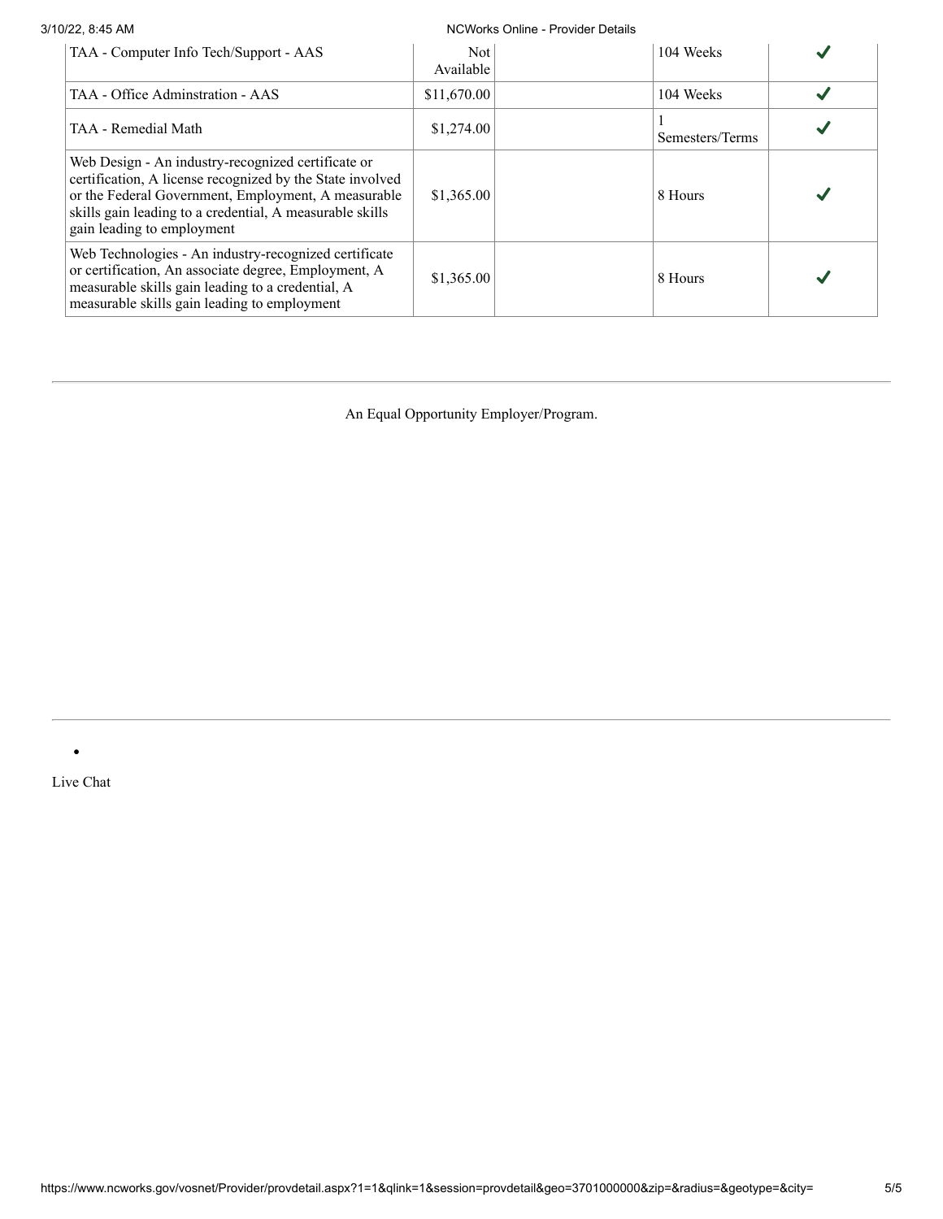| | | | | |
|---|---|---|---|---|
| TAA - Computer Info Tech/Support - AAS | Not Available | | 104 Weeks | ✔ |
| TAA - Office Adminstration - AAS | $11,670.00 | | 104 Weeks | ✔ |
| TAA - Remedial Math | $1,274.00 | | 1 Semesters/Terms | ✔ |
| Web Design - An industry-recognized certificate or certification, A license recognized by the State involved or the Federal Government, Employment, A measurable skills gain leading to a credential, A measurable skills gain leading to employment | $1,365.00 | | 8 Hours | ✔ |
| Web Technologies - An industry-recognized certificate or certification, An associate degree, Employment, A measurable skills gain leading to a credential, A measurable skills gain leading to employment | $1,365.00 | | 8 Hours | ✔ |

---

An Equal Opportunity Employer/Program.

---

- 

Live Chat